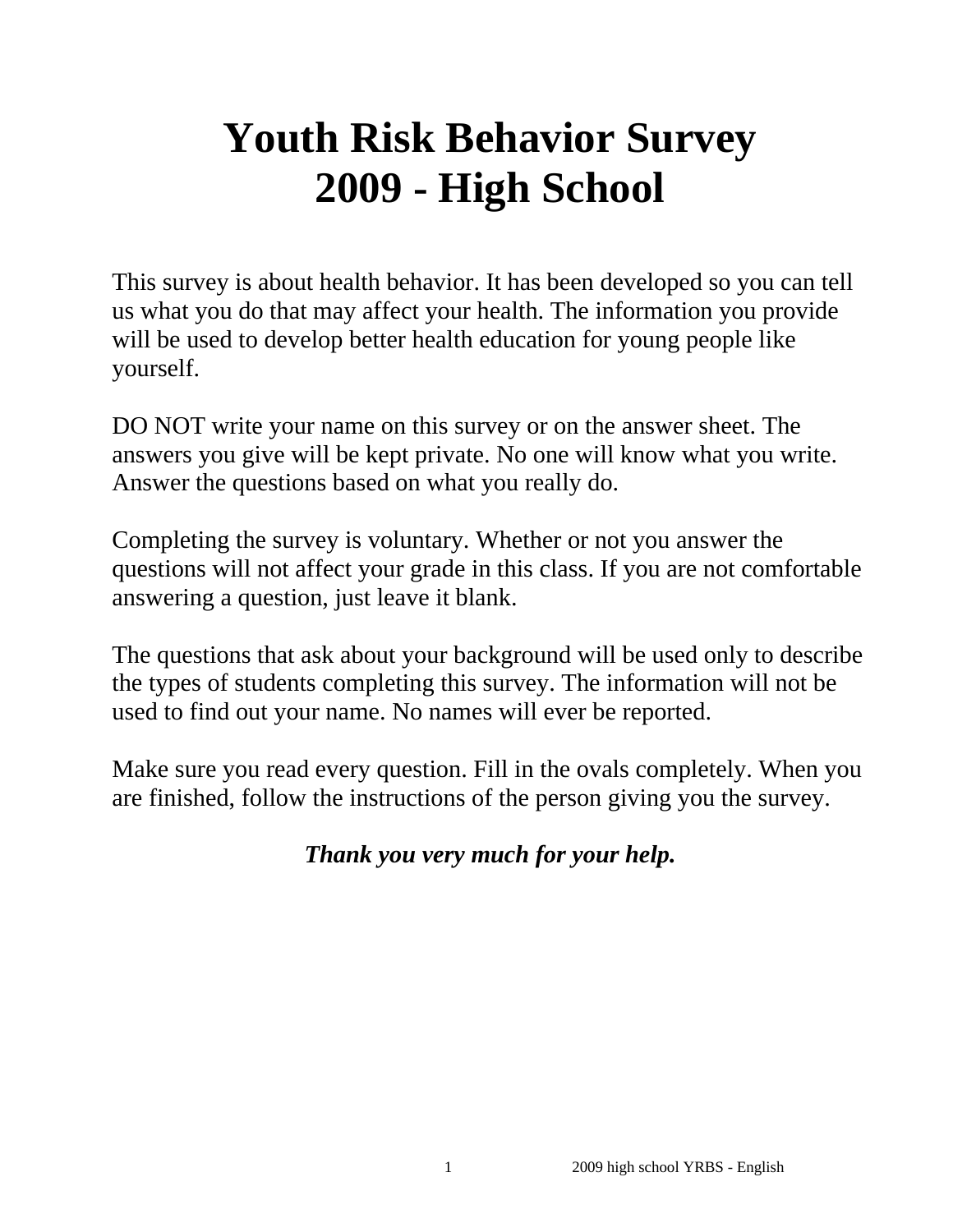# Youth Risk Behavior Survey
# 2009 - High School

This survey is about health behavior. It has been developed so you can tell us what you do that may affect your health. The information you provide will be used to develop better health education for young people like yourself.

DO NOT write your name on this survey or on the answer sheet. The answers you give will be kept private. No one will know what you write. Answer the questions based on what you really do.

Completing the survey is voluntary. Whether or not you answer the questions will not affect your grade in this class. If you are not comfortable answering a question, just leave it blank.

The questions that ask about your background will be used only to describe the types of students completing this survey. The information will not be used to find out your name. No names will ever be reported.

Make sure you read every question. Fill in the ovals completely. When you are finished, follow the instructions of the person giving you the survey.

***Thank you very much for your help.***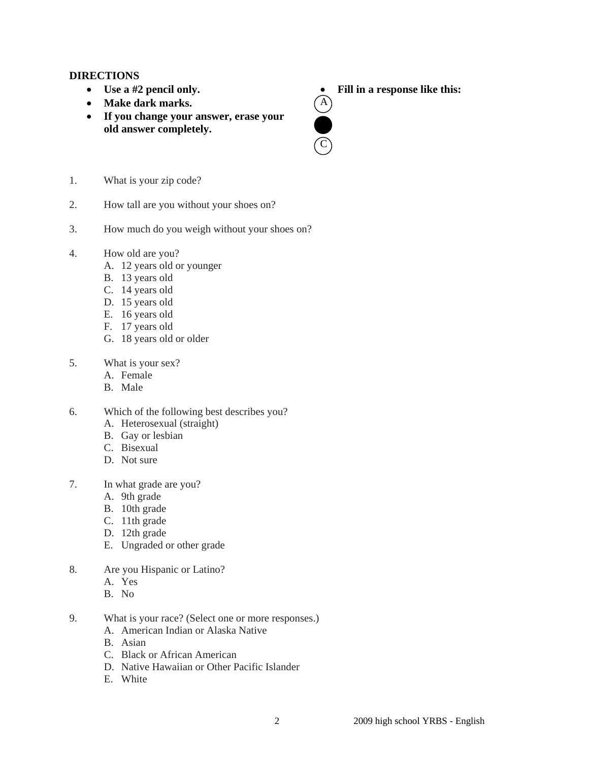## DIRECTIONS

- **Use a #2 pencil only.**
- **Make dark marks.**
- **If you change your answer, erase your old answer completely.**
- **Fill in a response like this:**

  (A)
  ●
  (C)

1. What is your zip code?

2. How tall are you without your shoes on?

3. How much do you weigh without your shoes on?

4. How old are you?
   A. 12 years old or younger
   B. 13 years old
   C. 14 years old
   D. 15 years old
   E. 16 years old
   F. 17 years old
   G. 18 years old or older

5. What is your sex?
   A. Female
   B. Male

6. Which of the following best describes you?
   A. Heterosexual (straight)
   B. Gay or lesbian
   C. Bisexual
   D. Not sure

7. In what grade are you?
   A. 9th grade
   B. 10th grade
   C. 11th grade
   D. 12th grade
   E. Ungraded or other grade

8. Are you Hispanic or Latino?
   A. Yes
   B. No

9. What is your race? (Select one or more responses.)
   A. American Indian or Alaska Native
   B. Asian
   C. Black or African American
   D. Native Hawaiian or Other Pacific Islander
   E. White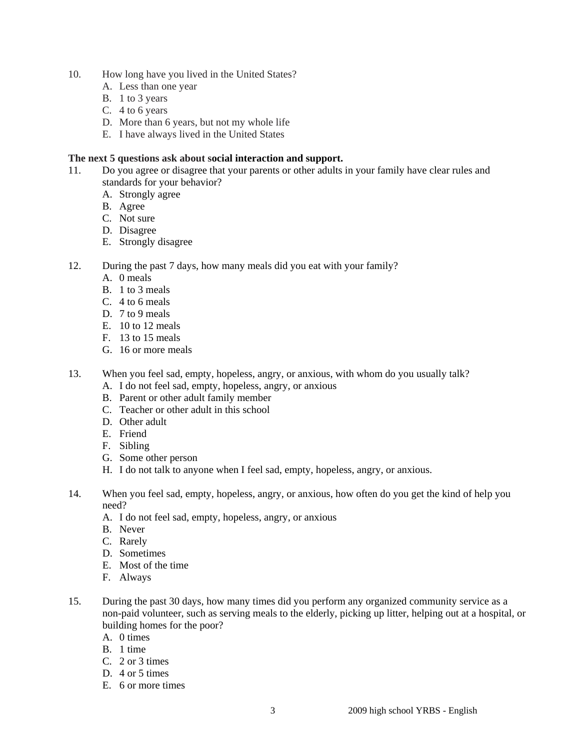10. How long have you lived in the United States?
    - A. Less than one year
    - B. 1 to 3 years
    - C. 4 to 6 years
    - D. More than 6 years, but not my whole life
    - E. I have always lived in the United States

**The next 5 questions ask about social interaction and support.**

11. Do you agree or disagree that your parents or other adults in your family have clear rules and standards for your behavior?
    - A. Strongly agree
    - B. Agree
    - C. Not sure
    - D. Disagree
    - E. Strongly disagree

12. During the past 7 days, how many meals did you eat with your family?
    - A. 0 meals
    - B. 1 to 3 meals
    - C. 4 to 6 meals
    - D. 7 to 9 meals
    - E. 10 to 12 meals
    - F. 13 to 15 meals
    - G. 16 or more meals

13. When you feel sad, empty, hopeless, angry, or anxious, with whom do you usually talk?
    - A. I do not feel sad, empty, hopeless, angry, or anxious
    - B. Parent or other adult family member
    - C. Teacher or other adult in this school
    - D. Other adult
    - E. Friend
    - F. Sibling
    - G. Some other person
    - H. I do not talk to anyone when I feel sad, empty, hopeless, angry, or anxious.

14. When you feel sad, empty, hopeless, angry, or anxious, how often do you get the kind of help you need?
    - A. I do not feel sad, empty, hopeless, angry, or anxious
    - B. Never
    - C. Rarely
    - D. Sometimes
    - E. Most of the time
    - F. Always

15. During the past 30 days, how many times did you perform any organized community service as a non-paid volunteer, such as serving meals to the elderly, picking up litter, helping out at a hospital, or building homes for the poor?
    - A. 0 times
    - B. 1 time
    - C. 2 or 3 times
    - D. 4 or 5 times
    - E. 6 or more times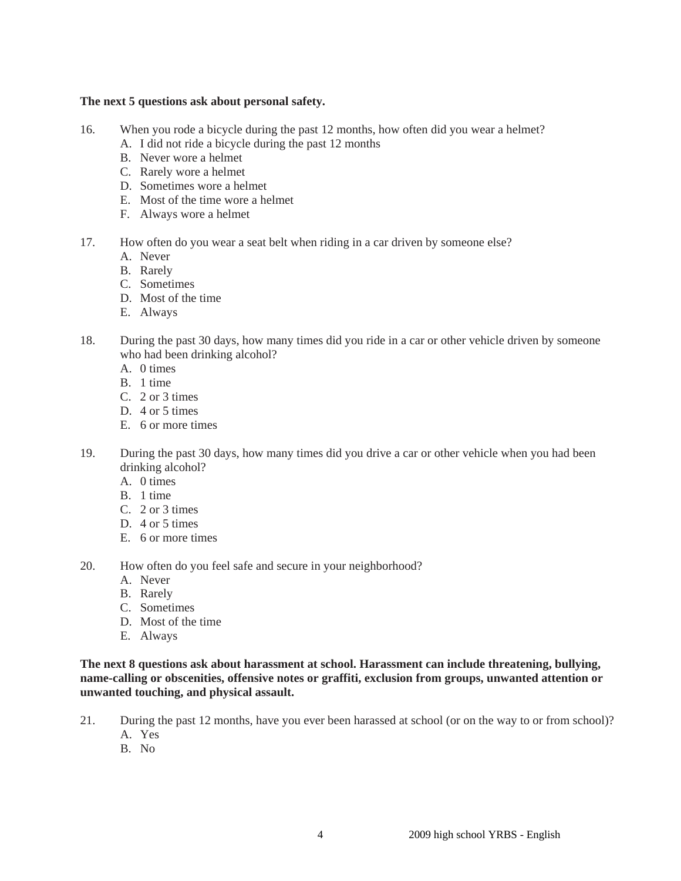**The next 5 questions ask about personal safety.**

16. When you rode a bicycle during the past 12 months, how often did you wear a helmet?
    - A. I did not ride a bicycle during the past 12 months
    - B. Never wore a helmet
    - C. Rarely wore a helmet
    - D. Sometimes wore a helmet
    - E. Most of the time wore a helmet
    - F. Always wore a helmet

17. How often do you wear a seat belt when riding in a car driven by someone else?
    - A. Never
    - B. Rarely
    - C. Sometimes
    - D. Most of the time
    - E. Always

18. During the past 30 days, how many times did you ride in a car or other vehicle driven by someone who had been drinking alcohol?
    - A. 0 times
    - B. 1 time
    - C. 2 or 3 times
    - D. 4 or 5 times
    - E. 6 or more times

19. During the past 30 days, how many times did you drive a car or other vehicle when you had been drinking alcohol?
    - A. 0 times
    - B. 1 time
    - C. 2 or 3 times
    - D. 4 or 5 times
    - E. 6 or more times

20. How often do you feel safe and secure in your neighborhood?
    - A. Never
    - B. Rarely
    - C. Sometimes
    - D. Most of the time
    - E. Always

**The next 8 questions ask about harassment at school. Harassment can include threatening, bullying, name-calling or obscenities, offensive notes or graffiti, exclusion from groups, unwanted attention or unwanted touching, and physical assault.**

21. During the past 12 months, have you ever been harassed at school (or on the way to or from school)?
    - A. Yes
    - B. No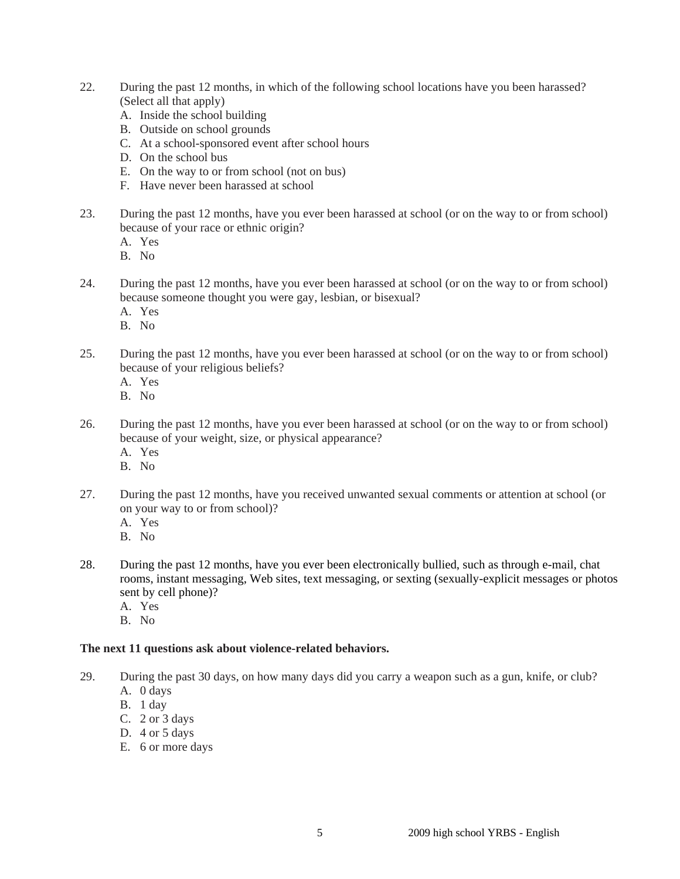22. During the past 12 months, in which of the following school locations have you been harassed? (Select all that apply)
    - A. Inside the school building
    - B. Outside on school grounds
    - C. At a school-sponsored event after school hours
    - D. On the school bus
    - E. On the way to or from school (not on bus)
    - F. Have never been harassed at school

23. During the past 12 months, have you ever been harassed at school (or on the way to or from school) because of your race or ethnic origin?
    - A. Yes
    - B. No

24. During the past 12 months, have you ever been harassed at school (or on the way to or from school) because someone thought you were gay, lesbian, or bisexual?
    - A. Yes
    - B. No

25. During the past 12 months, have you ever been harassed at school (or on the way to or from school) because of your religious beliefs?
    - A. Yes
    - B. No

26. During the past 12 months, have you ever been harassed at school (or on the way to or from school) because of your weight, size, or physical appearance?
    - A. Yes
    - B. No

27. During the past 12 months, have you received unwanted sexual comments or attention at school (or on your way to or from school)?
    - A. Yes
    - B. No

28. During the past 12 months, have you ever been electronically bullied, such as through e-mail, chat rooms, instant messaging, Web sites, text messaging, or sexting (sexually-explicit messages or photos sent by cell phone)?
    - A. Yes
    - B. No

**The next 11 questions ask about violence-related behaviors.**

29. During the past 30 days, on how many days did you carry a weapon such as a gun, knife, or club?
    - A. 0 days
    - B. 1 day
    - C. 2 or 3 days
    - D. 4 or 5 days
    - E. 6 or more days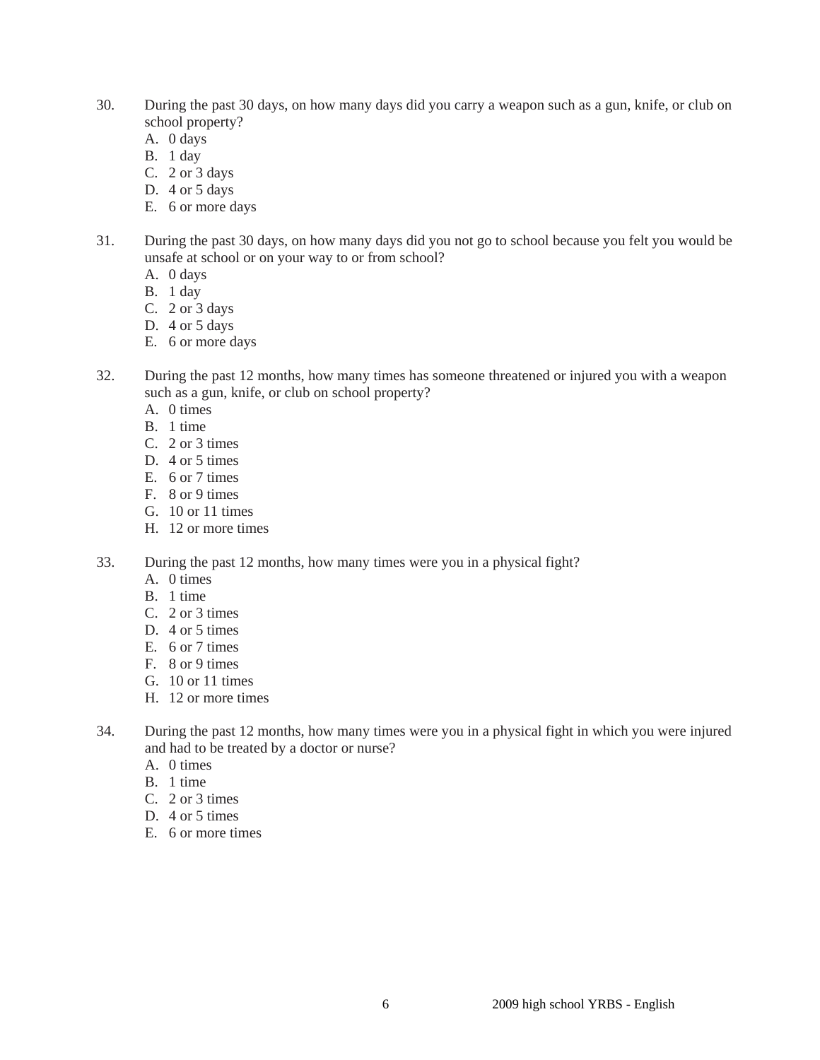30. During the past 30 days, on how many days did you carry a weapon such as a gun, knife, or club on school property?
    A. 0 days
    B. 1 day
    C. 2 or 3 days
    D. 4 or 5 days
    E. 6 or more days

31. During the past 30 days, on how many days did you not go to school because you felt you would be unsafe at school or on your way to or from school?
    A. 0 days
    B. 1 day
    C. 2 or 3 days
    D. 4 or 5 days
    E. 6 or more days

32. During the past 12 months, how many times has someone threatened or injured you with a weapon such as a gun, knife, or club on school property?
    A. 0 times
    B. 1 time
    C. 2 or 3 times
    D. 4 or 5 times
    E. 6 or 7 times
    F. 8 or 9 times
    G. 10 or 11 times
    H. 12 or more times

33. During the past 12 months, how many times were you in a physical fight?
    A. 0 times
    B. 1 time
    C. 2 or 3 times
    D. 4 or 5 times
    E. 6 or 7 times
    F. 8 or 9 times
    G. 10 or 11 times
    H. 12 or more times

34. During the past 12 months, how many times were you in a physical fight in which you were injured and had to be treated by a doctor or nurse?
    A. 0 times
    B. 1 time
    C. 2 or 3 times
    D. 4 or 5 times
    E. 6 or more times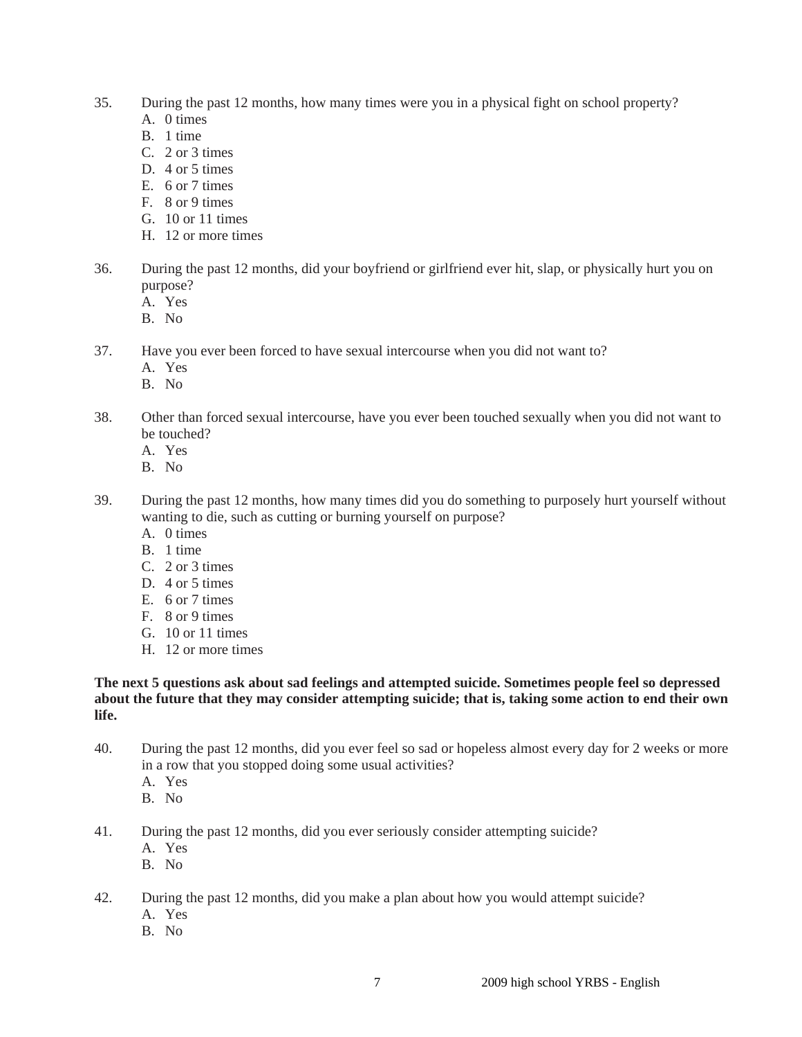35. During the past 12 months, how many times were you in a physical fight on school property?
    - A. 0 times
    - B. 1 time
    - C. 2 or 3 times
    - D. 4 or 5 times
    - E. 6 or 7 times
    - F. 8 or 9 times
    - G. 10 or 11 times
    - H. 12 or more times

36. During the past 12 months, did your boyfriend or girlfriend ever hit, slap, or physically hurt you on purpose?
    - A. Yes
    - B. No

37. Have you ever been forced to have sexual intercourse when you did not want to?
    - A. Yes
    - B. No

38. Other than forced sexual intercourse, have you ever been touched sexually when you did not want to be touched?
    - A. Yes
    - B. No

39. During the past 12 months, how many times did you do something to purposely hurt yourself without wanting to die, such as cutting or burning yourself on purpose?
    - A. 0 times
    - B. 1 time
    - C. 2 or 3 times
    - D. 4 or 5 times
    - E. 6 or 7 times
    - F. 8 or 9 times
    - G. 10 or 11 times
    - H. 12 or more times

**The next 5 questions ask about sad feelings and attempted suicide. Sometimes people feel so depressed about the future that they may consider attempting suicide; that is, taking some action to end their own life.**

40. During the past 12 months, did you ever feel so sad or hopeless almost every day for 2 weeks or more in a row that you stopped doing some usual activities?
    - A. Yes
    - B. No

41. During the past 12 months, did you ever seriously consider attempting suicide?
    - A. Yes
    - B. No

42. During the past 12 months, did you make a plan about how you would attempt suicide?
    - A. Yes
    - B. No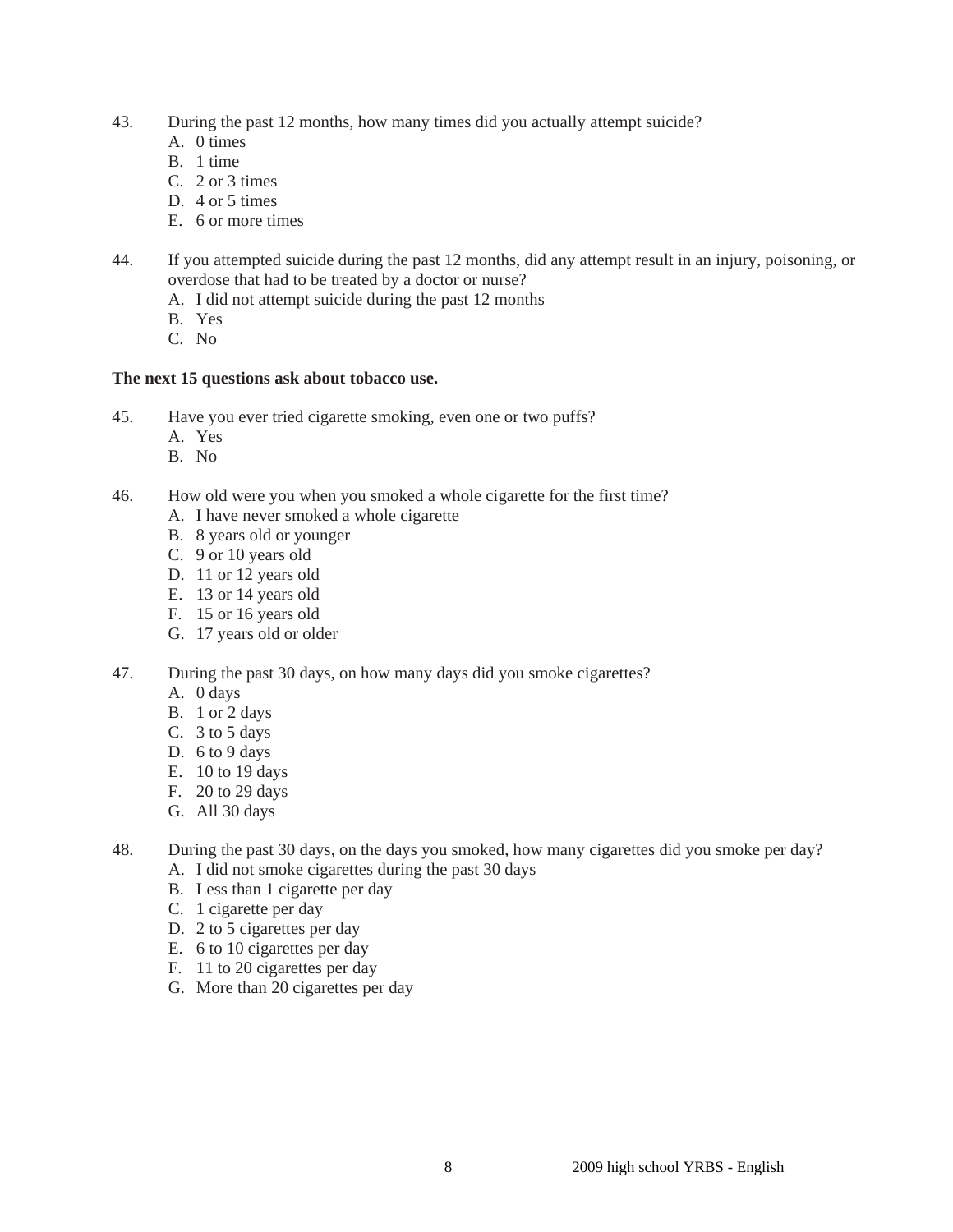43. During the past 12 months, how many times did you actually attempt suicide?
    A. 0 times
    B. 1 time
    C. 2 or 3 times
    D. 4 or 5 times
    E. 6 or more times

44. If you attempted suicide during the past 12 months, did any attempt result in an injury, poisoning, or overdose that had to be treated by a doctor or nurse?
    A. I did not attempt suicide during the past 12 months
    B. Yes
    C. No

**The next 15 questions ask about tobacco use.**

45. Have you ever tried cigarette smoking, even one or two puffs?
    A. Yes
    B. No

46. How old were you when you smoked a whole cigarette for the first time?
    A. I have never smoked a whole cigarette
    B. 8 years old or younger
    C. 9 or 10 years old
    D. 11 or 12 years old
    E. 13 or 14 years old
    F. 15 or 16 years old
    G. 17 years old or older

47. During the past 30 days, on how many days did you smoke cigarettes?
    A. 0 days
    B. 1 or 2 days
    C. 3 to 5 days
    D. 6 to 9 days
    E. 10 to 19 days
    F. 20 to 29 days
    G. All 30 days

48. During the past 30 days, on the days you smoked, how many cigarettes did you smoke per day?
    A. I did not smoke cigarettes during the past 30 days
    B. Less than 1 cigarette per day
    C. 1 cigarette per day
    D. 2 to 5 cigarettes per day
    E. 6 to 10 cigarettes per day
    F. 11 to 20 cigarettes per day
    G. More than 20 cigarettes per day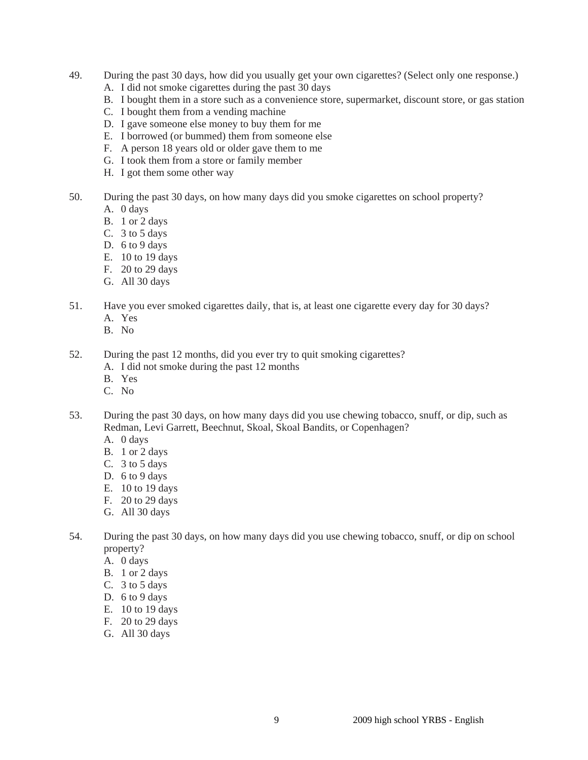49. During the past 30 days, how did you usually get your own cigarettes? (Select only one response.)
   A. I did not smoke cigarettes during the past 30 days
   B. I bought them in a store such as a convenience store, supermarket, discount store, or gas station
   C. I bought them from a vending machine
   D. I gave someone else money to buy them for me
   E. I borrowed (or bummed) them from someone else
   F. A person 18 years old or older gave them to me
   G. I took them from a store or family member
   H. I got them some other way

50. During the past 30 days, on how many days did you smoke cigarettes on school property?
   A. 0 days
   B. 1 or 2 days
   C. 3 to 5 days
   D. 6 to 9 days
   E. 10 to 19 days
   F. 20 to 29 days
   G. All 30 days

51. Have you ever smoked cigarettes daily, that is, at least one cigarette every day for 30 days?
   A. Yes
   B. No

52. During the past 12 months, did you ever try to quit smoking cigarettes?
   A. I did not smoke during the past 12 months
   B. Yes
   C. No

53. During the past 30 days, on how many days did you use chewing tobacco, snuff, or dip, such as Redman, Levi Garrett, Beechnut, Skoal, Skoal Bandits, or Copenhagen?
   A. 0 days
   B. 1 or 2 days
   C. 3 to 5 days
   D. 6 to 9 days
   E. 10 to 19 days
   F. 20 to 29 days
   G. All 30 days

54. During the past 30 days, on how many days did you use chewing tobacco, snuff, or dip on school property?
   A. 0 days
   B. 1 or 2 days
   C. 3 to 5 days
   D. 6 to 9 days
   E. 10 to 19 days
   F. 20 to 29 days
   G. All 30 days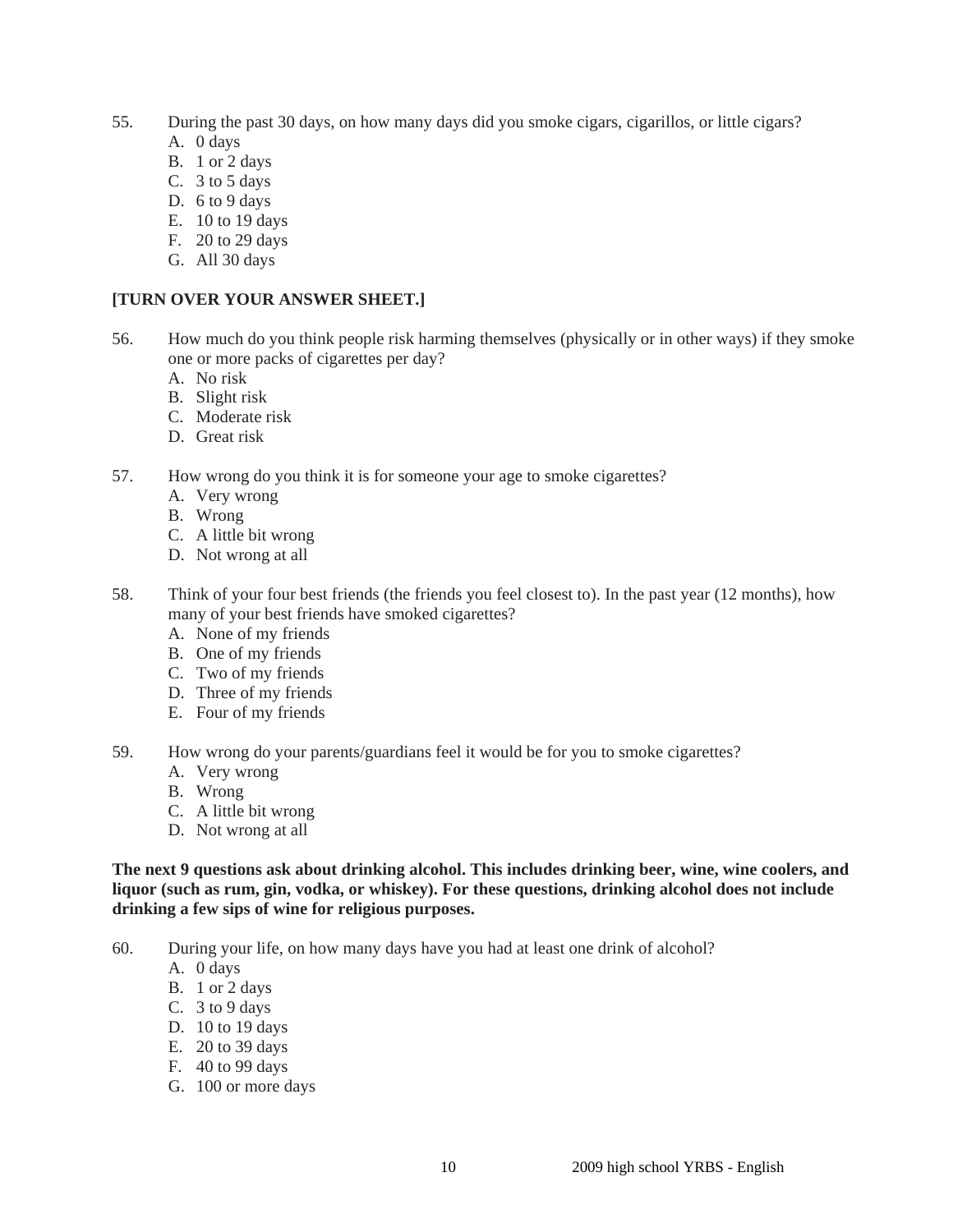55. During the past 30 days, on how many days did you smoke cigars, cigarillos, or little cigars?
    - A. 0 days
    - B. 1 or 2 days
    - C. 3 to 5 days
    - D. 6 to 9 days
    - E. 10 to 19 days
    - F. 20 to 29 days
    - G. All 30 days

**[TURN OVER YOUR ANSWER SHEET.]**

56. How much do you think people risk harming themselves (physically or in other ways) if they smoke one or more packs of cigarettes per day?
    - A. No risk
    - B. Slight risk
    - C. Moderate risk
    - D. Great risk

57. How wrong do you think it is for someone your age to smoke cigarettes?
    - A. Very wrong
    - B. Wrong
    - C. A little bit wrong
    - D. Not wrong at all

58. Think of your four best friends (the friends you feel closest to). In the past year (12 months), how many of your best friends have smoked cigarettes?
    - A. None of my friends
    - B. One of my friends
    - C. Two of my friends
    - D. Three of my friends
    - E. Four of my friends

59. How wrong do your parents/guardians feel it would be for you to smoke cigarettes?
    - A. Very wrong
    - B. Wrong
    - C. A little bit wrong
    - D. Not wrong at all

**The next 9 questions ask about drinking alcohol. This includes drinking beer, wine, wine coolers, and liquor (such as rum, gin, vodka, or whiskey). For these questions, drinking alcohol does not include drinking a few sips of wine for religious purposes.**

60. During your life, on how many days have you had at least one drink of alcohol?
    - A. 0 days
    - B. 1 or 2 days
    - C. 3 to 9 days
    - D. 10 to 19 days
    - E. 20 to 39 days
    - F. 40 to 99 days
    - G. 100 or more days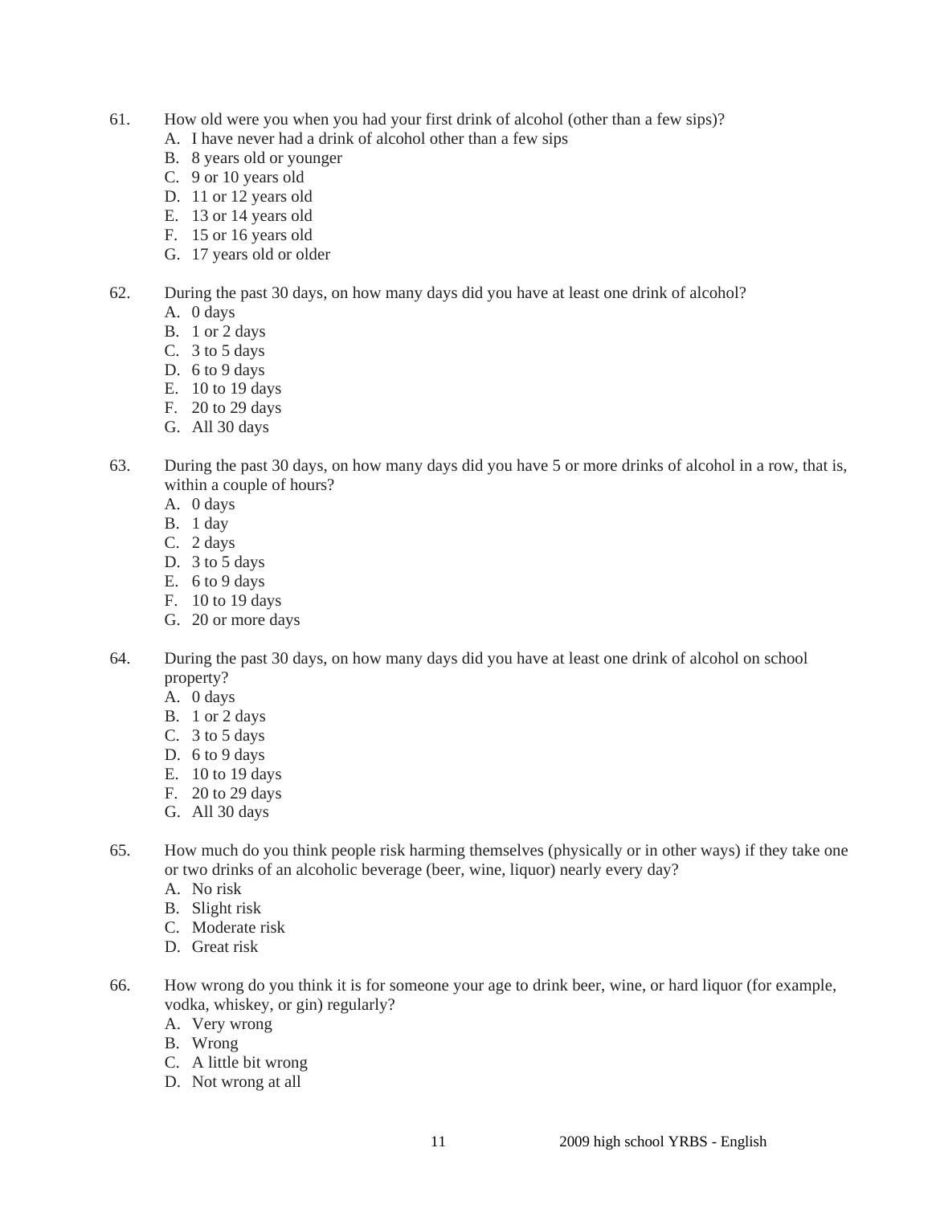61. How old were you when you had your first drink of alcohol (other than a few sips)?
    - A. I have never had a drink of alcohol other than a few sips
    - B. 8 years old or younger
    - C. 9 or 10 years old
    - D. 11 or 12 years old
    - E. 13 or 14 years old
    - F. 15 or 16 years old
    - G. 17 years old or older

62. During the past 30 days, on how many days did you have at least one drink of alcohol?
    - A. 0 days
    - B. 1 or 2 days
    - C. 3 to 5 days
    - D. 6 to 9 days
    - E. 10 to 19 days
    - F. 20 to 29 days
    - G. All 30 days

63. During the past 30 days, on how many days did you have 5 or more drinks of alcohol in a row, that is, within a couple of hours?
    - A. 0 days
    - B. 1 day
    - C. 2 days
    - D. 3 to 5 days
    - E. 6 to 9 days
    - F. 10 to 19 days
    - G. 20 or more days

64. During the past 30 days, on how many days did you have at least one drink of alcohol on school property?
    - A. 0 days
    - B. 1 or 2 days
    - C. 3 to 5 days
    - D. 6 to 9 days
    - E. 10 to 19 days
    - F. 20 to 29 days
    - G. All 30 days

65. How much do you think people risk harming themselves (physically or in other ways) if they take one or two drinks of an alcoholic beverage (beer, wine, liquor) nearly every day?
    - A. No risk
    - B. Slight risk
    - C. Moderate risk
    - D. Great risk

66. How wrong do you think it is for someone your age to drink beer, wine, or hard liquor (for example, vodka, whiskey, or gin) regularly?
    - A. Very wrong
    - B. Wrong
    - C. A little bit wrong
    - D. Not wrong at all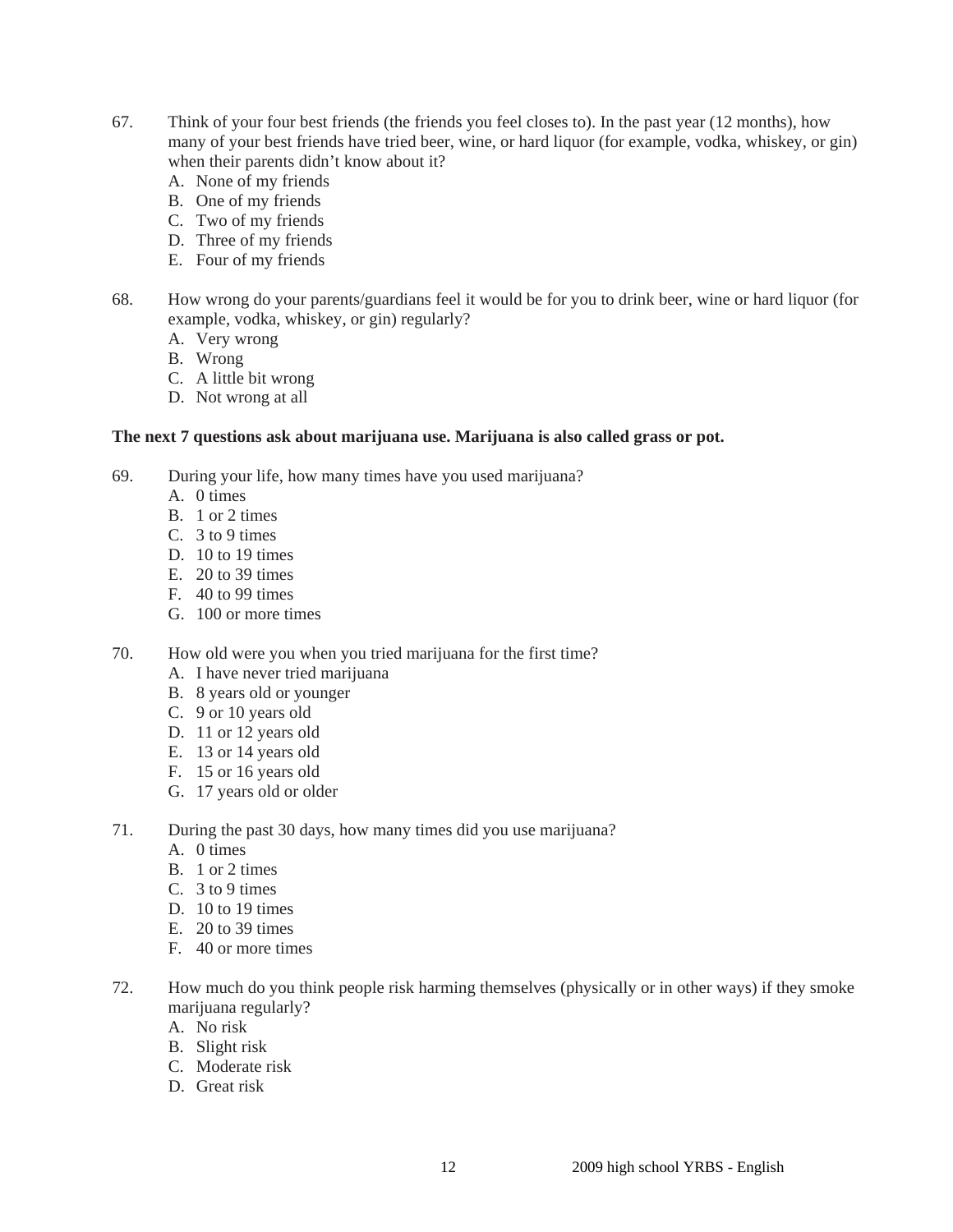67. Think of your four best friends (the friends you feel closes to). In the past year (12 months), how many of your best friends have tried beer, wine, or hard liquor (for example, vodka, whiskey, or gin) when their parents didn't know about it?
    A. None of my friends
    B. One of my friends
    C. Two of my friends
    D. Three of my friends
    E. Four of my friends

68. How wrong do your parents/guardians feel it would be for you to drink beer, wine or hard liquor (for example, vodka, whiskey, or gin) regularly?
    A. Very wrong
    B. Wrong
    C. A little bit wrong
    D. Not wrong at all

**The next 7 questions ask about marijuana use. Marijuana is also called grass or pot.**

69. During your life, how many times have you used marijuana?
    A. 0 times
    B. 1 or 2 times
    C. 3 to 9 times
    D. 10 to 19 times
    E. 20 to 39 times
    F. 40 to 99 times
    G. 100 or more times

70. How old were you when you tried marijuana for the first time?
    A. I have never tried marijuana
    B. 8 years old or younger
    C. 9 or 10 years old
    D. 11 or 12 years old
    E. 13 or 14 years old
    F. 15 or 16 years old
    G. 17 years old or older

71. During the past 30 days, how many times did you use marijuana?
    A. 0 times
    B. 1 or 2 times
    C. 3 to 9 times
    D. 10 to 19 times
    E. 20 to 39 times
    F. 40 or more times

72. How much do you think people risk harming themselves (physically or in other ways) if they smoke marijuana regularly?
    A. No risk
    B. Slight risk
    C. Moderate risk
    D. Great risk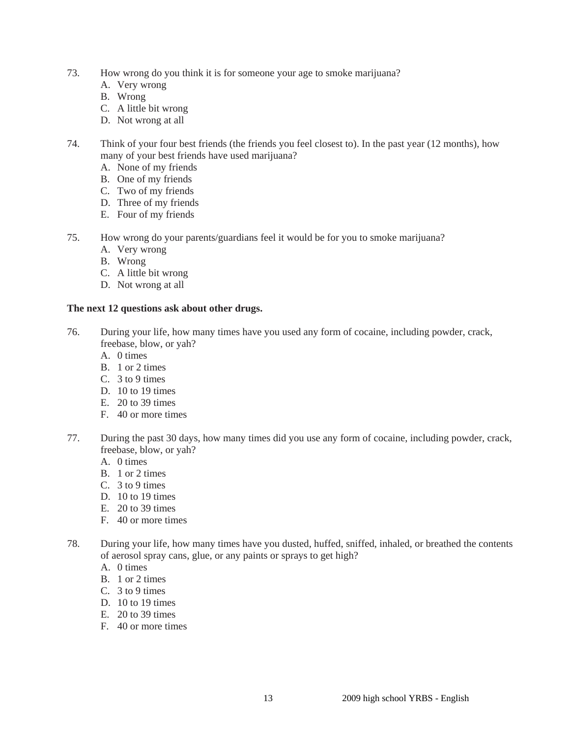73. How wrong do you think it is for someone your age to smoke marijuana?
    - A. Very wrong
    - B. Wrong
    - C. A little bit wrong
    - D. Not wrong at all

74. Think of your four best friends (the friends you feel closest to). In the past year (12 months), how many of your best friends have used marijuana?
    - A. None of my friends
    - B. One of my friends
    - C. Two of my friends
    - D. Three of my friends
    - E. Four of my friends

75. How wrong do your parents/guardians feel it would be for you to smoke marijuana?
    - A. Very wrong
    - B. Wrong
    - C. A little bit wrong
    - D. Not wrong at all

**The next 12 questions ask about other drugs.**

76. During your life, how many times have you used any form of cocaine, including powder, crack, freebase, blow, or yah?
    - A. 0 times
    - B. 1 or 2 times
    - C. 3 to 9 times
    - D. 10 to 19 times
    - E. 20 to 39 times
    - F. 40 or more times

77. During the past 30 days, how many times did you use any form of cocaine, including powder, crack, freebase, blow, or yah?
    - A. 0 times
    - B. 1 or 2 times
    - C. 3 to 9 times
    - D. 10 to 19 times
    - E. 20 to 39 times
    - F. 40 or more times

78. During your life, how many times have you dusted, huffed, sniffed, inhaled, or breathed the contents of aerosol spray cans, glue, or any paints or sprays to get high?
    - A. 0 times
    - B. 1 or 2 times
    - C. 3 to 9 times
    - D. 10 to 19 times
    - E. 20 to 39 times
    - F. 40 or more times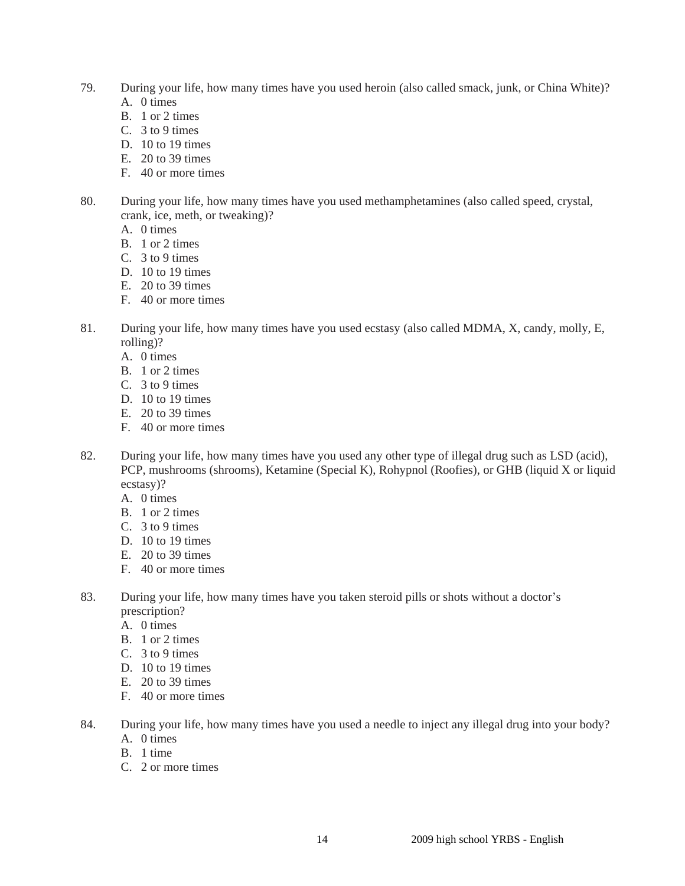79. During your life, how many times have you used heroin (also called smack, junk, or China White)?
   A. 0 times
   B. 1 or 2 times
   C. 3 to 9 times
   D. 10 to 19 times
   E. 20 to 39 times
   F. 40 or more times

80. During your life, how many times have you used methamphetamines (also called speed, crystal, crank, ice, meth, or tweaking)?
   A. 0 times
   B. 1 or 2 times
   C. 3 to 9 times
   D. 10 to 19 times
   E. 20 to 39 times
   F. 40 or more times

81. During your life, how many times have you used ecstasy (also called MDMA, X, candy, molly, E, rolling)?
   A. 0 times
   B. 1 or 2 times
   C. 3 to 9 times
   D. 10 to 19 times
   E. 20 to 39 times
   F. 40 or more times

82. During your life, how many times have you used any other type of illegal drug such as LSD (acid), PCP, mushrooms (shrooms), Ketamine (Special K), Rohypnol (Roofies), or GHB (liquid X or liquid ecstasy)?
   A. 0 times
   B. 1 or 2 times
   C. 3 to 9 times
   D. 10 to 19 times
   E. 20 to 39 times
   F. 40 or more times

83. During your life, how many times have you taken steroid pills or shots without a doctor's prescription?
   A. 0 times
   B. 1 or 2 times
   C. 3 to 9 times
   D. 10 to 19 times
   E. 20 to 39 times
   F. 40 or more times

84. During your life, how many times have you used a needle to inject any illegal drug into your body?
   A. 0 times
   B. 1 time
   C. 2 or more times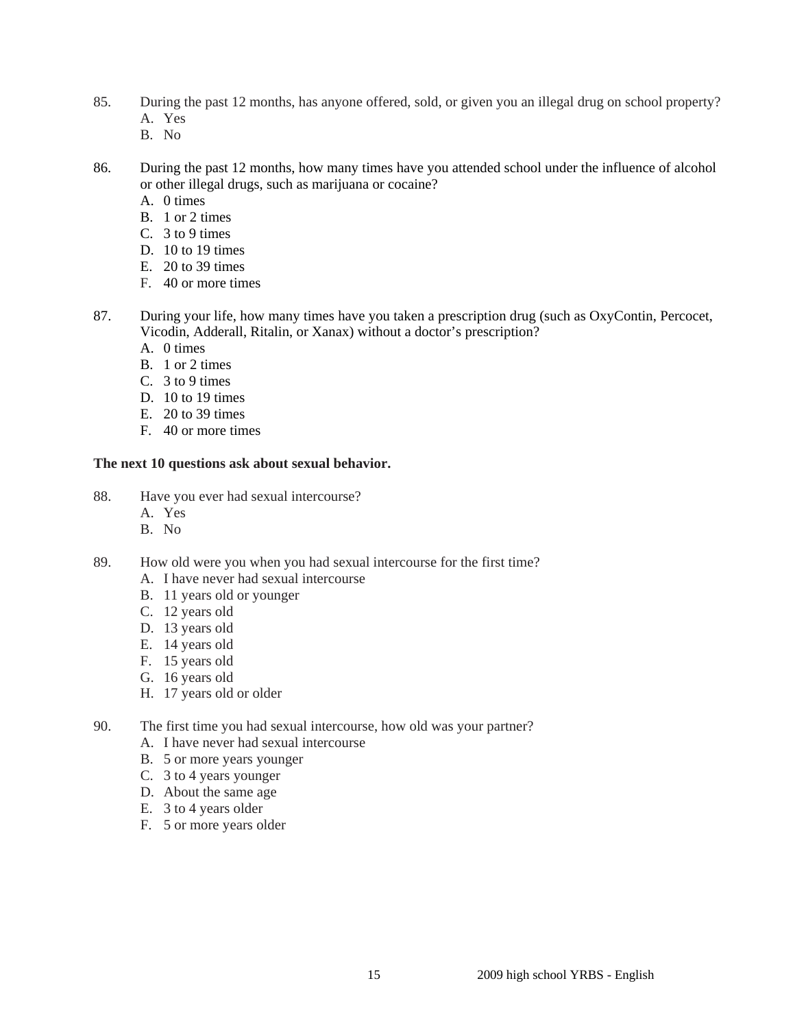85. During the past 12 months, has anyone offered, sold, or given you an illegal drug on school property?
   - A. Yes
   - B. No

86. During the past 12 months, how many times have you attended school under the influence of alcohol or other illegal drugs, such as marijuana or cocaine?
   - A. 0 times
   - B. 1 or 2 times
   - C. 3 to 9 times
   - D. 10 to 19 times
   - E. 20 to 39 times
   - F. 40 or more times

87. During your life, how many times have you taken a prescription drug (such as OxyContin, Percocet, Vicodin, Adderall, Ritalin, or Xanax) without a doctor's prescription?
   - A. 0 times
   - B. 1 or 2 times
   - C. 3 to 9 times
   - D. 10 to 19 times
   - E. 20 to 39 times
   - F. 40 or more times

**The next 10 questions ask about sexual behavior.**

88. Have you ever had sexual intercourse?
   - A. Yes
   - B. No

89. How old were you when you had sexual intercourse for the first time?
   - A. I have never had sexual intercourse
   - B. 11 years old or younger
   - C. 12 years old
   - D. 13 years old
   - E. 14 years old
   - F. 15 years old
   - G. 16 years old
   - H. 17 years old or older

90. The first time you had sexual intercourse, how old was your partner?
   - A. I have never had sexual intercourse
   - B. 5 or more years younger
   - C. 3 to 4 years younger
   - D. About the same age
   - E. 3 to 4 years older
   - F. 5 or more years older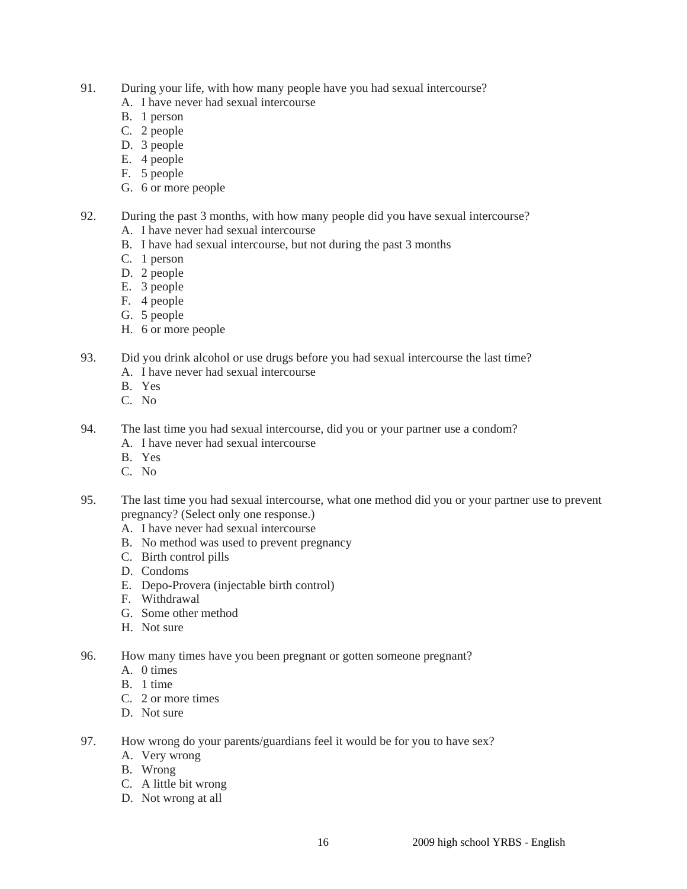91. During your life, with how many people have you had sexual intercourse?
    - A. I have never had sexual intercourse
    - B. 1 person
    - C. 2 people
    - D. 3 people
    - E. 4 people
    - F. 5 people
    - G. 6 or more people

92. During the past 3 months, with how many people did you have sexual intercourse?
    - A. I have never had sexual intercourse
    - B. I have had sexual intercourse, but not during the past 3 months
    - C. 1 person
    - D. 2 people
    - E. 3 people
    - F. 4 people
    - G. 5 people
    - H. 6 or more people

93. Did you drink alcohol or use drugs before you had sexual intercourse the last time?
    - A. I have never had sexual intercourse
    - B. Yes
    - C. No

94. The last time you had sexual intercourse, did you or your partner use a condom?
    - A. I have never had sexual intercourse
    - B. Yes
    - C. No

95. The last time you had sexual intercourse, what one method did you or your partner use to prevent pregnancy? (Select only one response.)
    - A. I have never had sexual intercourse
    - B. No method was used to prevent pregnancy
    - C. Birth control pills
    - D. Condoms
    - E. Depo-Provera (injectable birth control)
    - F. Withdrawal
    - G. Some other method
    - H. Not sure

96. How many times have you been pregnant or gotten someone pregnant?
    - A. 0 times
    - B. 1 time
    - C. 2 or more times
    - D. Not sure

97. How wrong do your parents/guardians feel it would be for you to have sex?
    - A. Very wrong
    - B. Wrong
    - C. A little bit wrong
    - D. Not wrong at all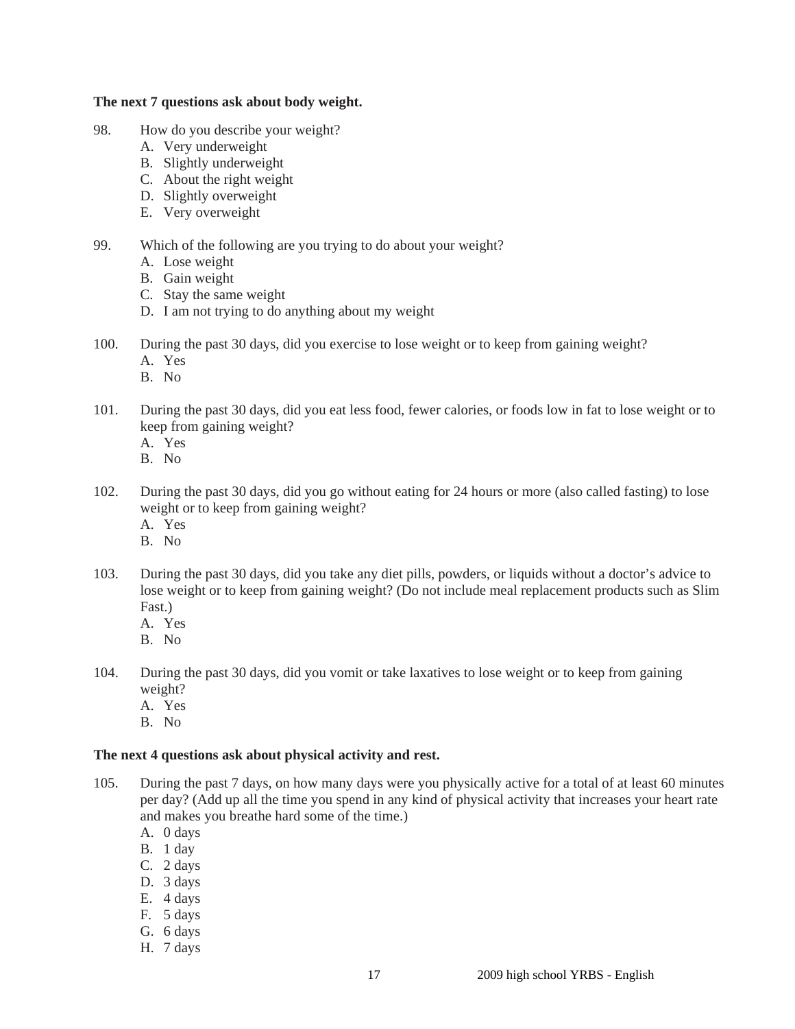**The next 7 questions ask about body weight.**

98. How do you describe your weight?
    A. Very underweight
    B. Slightly underweight
    C. About the right weight
    D. Slightly overweight
    E. Very overweight

99. Which of the following are you trying to do about your weight?
    A. Lose weight
    B. Gain weight
    C. Stay the same weight
    D. I am not trying to do anything about my weight

100. During the past 30 days, did you exercise to lose weight or to keep from gaining weight?
    A. Yes
    B. No

101. During the past 30 days, did you eat less food, fewer calories, or foods low in fat to lose weight or to keep from gaining weight?
    A. Yes
    B. No

102. During the past 30 days, did you go without eating for 24 hours or more (also called fasting) to lose weight or to keep from gaining weight?
    A. Yes
    B. No

103. During the past 30 days, did you take any diet pills, powders, or liquids without a doctor's advice to lose weight or to keep from gaining weight? (Do not include meal replacement products such as Slim Fast.)
    A. Yes
    B. No

104. During the past 30 days, did you vomit or take laxatives to lose weight or to keep from gaining weight?
    A. Yes
    B. No

**The next 4 questions ask about physical activity and rest.**

105. During the past 7 days, on how many days were you physically active for a total of at least 60 minutes per day? (Add up all the time you spend in any kind of physical activity that increases your heart rate and makes you breathe hard some of the time.)
    A. 0 days
    B. 1 day
    C. 2 days
    D. 3 days
    E. 4 days
    F. 5 days
    G. 6 days
    H. 7 days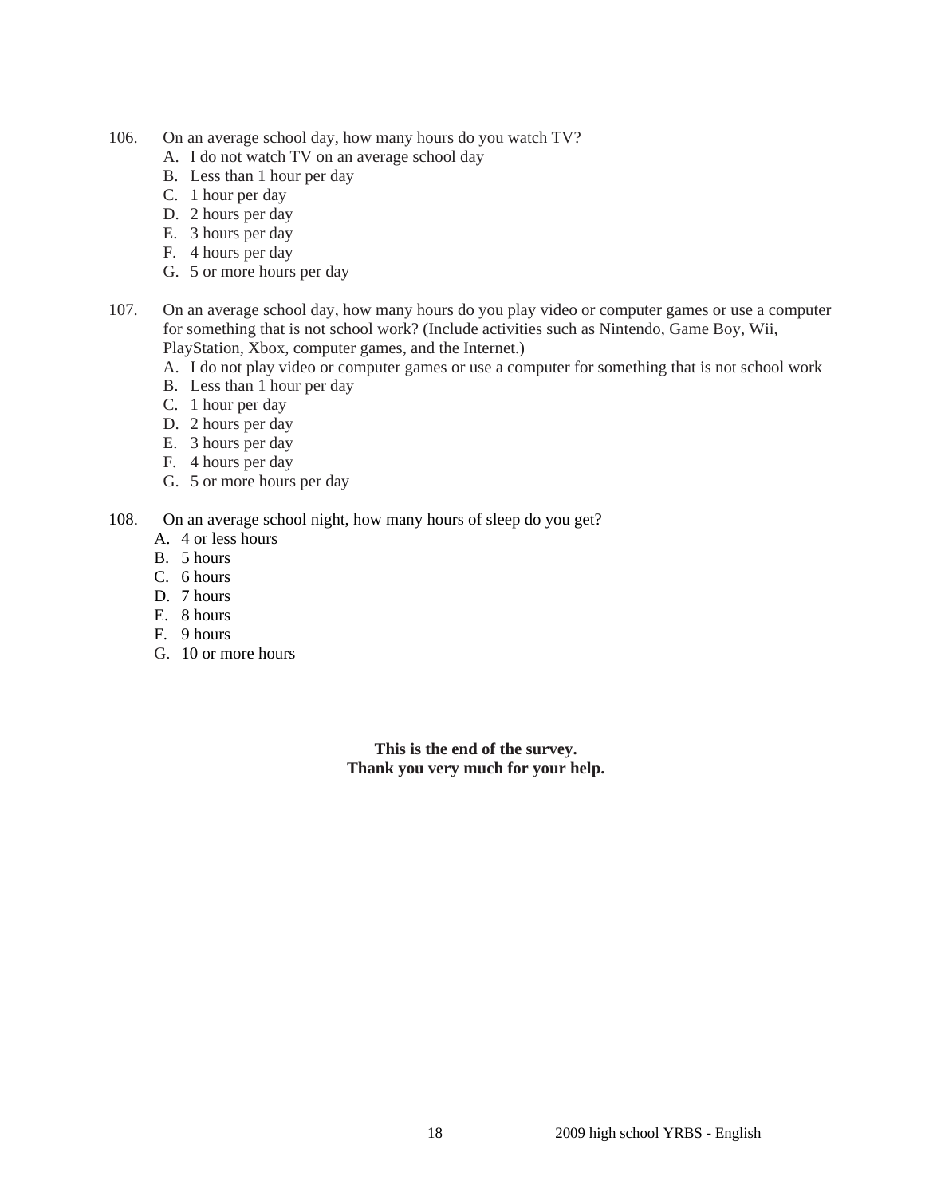106. On an average school day, how many hours do you watch TV?
   A. I do not watch TV on an average school day
   B. Less than 1 hour per day
   C. 1 hour per day
   D. 2 hours per day
   E. 3 hours per day
   F. 4 hours per day
   G. 5 or more hours per day

107. On an average school day, how many hours do you play video or computer games or use a computer for something that is not school work? (Include activities such as Nintendo, Game Boy, Wii, PlayStation, Xbox, computer games, and the Internet.)
   A. I do not play video or computer games or use a computer for something that is not school work
   B. Less than 1 hour per day
   C. 1 hour per day
   D. 2 hours per day
   E. 3 hours per day
   F. 4 hours per day
   G. 5 or more hours per day

108. On an average school night, how many hours of sleep do you get?
   A. 4 or less hours
   B. 5 hours
   C. 6 hours
   D. 7 hours
   E. 8 hours
   F. 9 hours
   G. 10 or more hours

**This is the end of the survey.**
**Thank you very much for your help.**